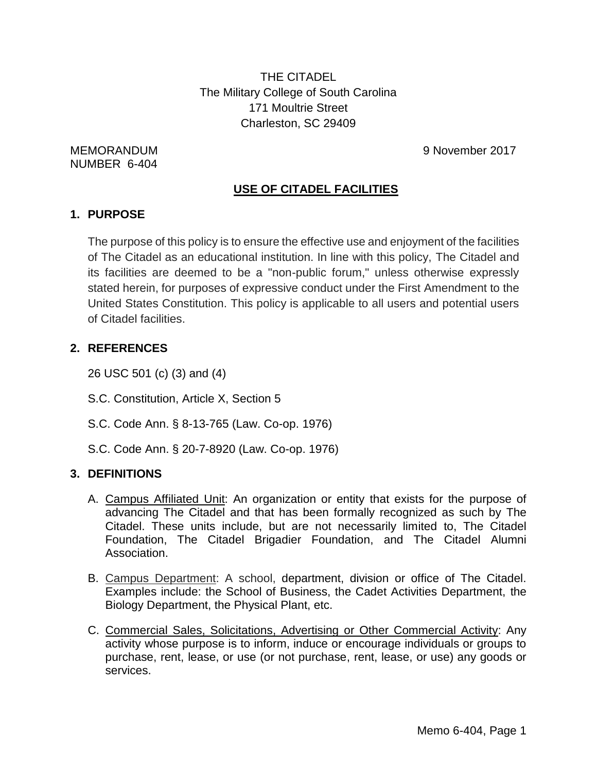THE CITADEL
The Military College of South Carolina
171 Moultrie Street
Charleston, SC 29409

MEMORANDUM
NUMBER 6-404

9 November 2017

# USE OF CITADEL FACILITIES

## 1. PURPOSE

The purpose of this policy is to ensure the effective use and enjoyment of the facilities of The Citadel as an educational institution. In line with this policy, The Citadel and its facilities are deemed to be a "non-public forum," unless otherwise expressly stated herein, for purposes of expressive conduct under the First Amendment to the United States Constitution. This policy is applicable to all users and potential users of Citadel facilities.

## 2. REFERENCES

26 USC 501 (c) (3) and (4)

S.C. Constitution, Article X, Section 5

S.C. Code Ann. § 8-13-765 (Law. Co-op. 1976)

S.C. Code Ann. § 20-7-8920 (Law. Co-op. 1976)

## 3. DEFINITIONS

A. Campus Affiliated Unit: An organization or entity that exists for the purpose of advancing The Citadel and that has been formally recognized as such by The Citadel. These units include, but are not necessarily limited to, The Citadel Foundation, The Citadel Brigadier Foundation, and The Citadel Alumni Association.

B. Campus Department: A school, department, division or office of The Citadel. Examples include: the School of Business, the Cadet Activities Department, the Biology Department, the Physical Plant, etc.

C. Commercial Sales, Solicitations, Advertising or Other Commercial Activity: Any activity whose purpose is to inform, induce or encourage individuals or groups to purchase, rent, lease, or use (or not purchase, rent, lease, or use) any goods or services.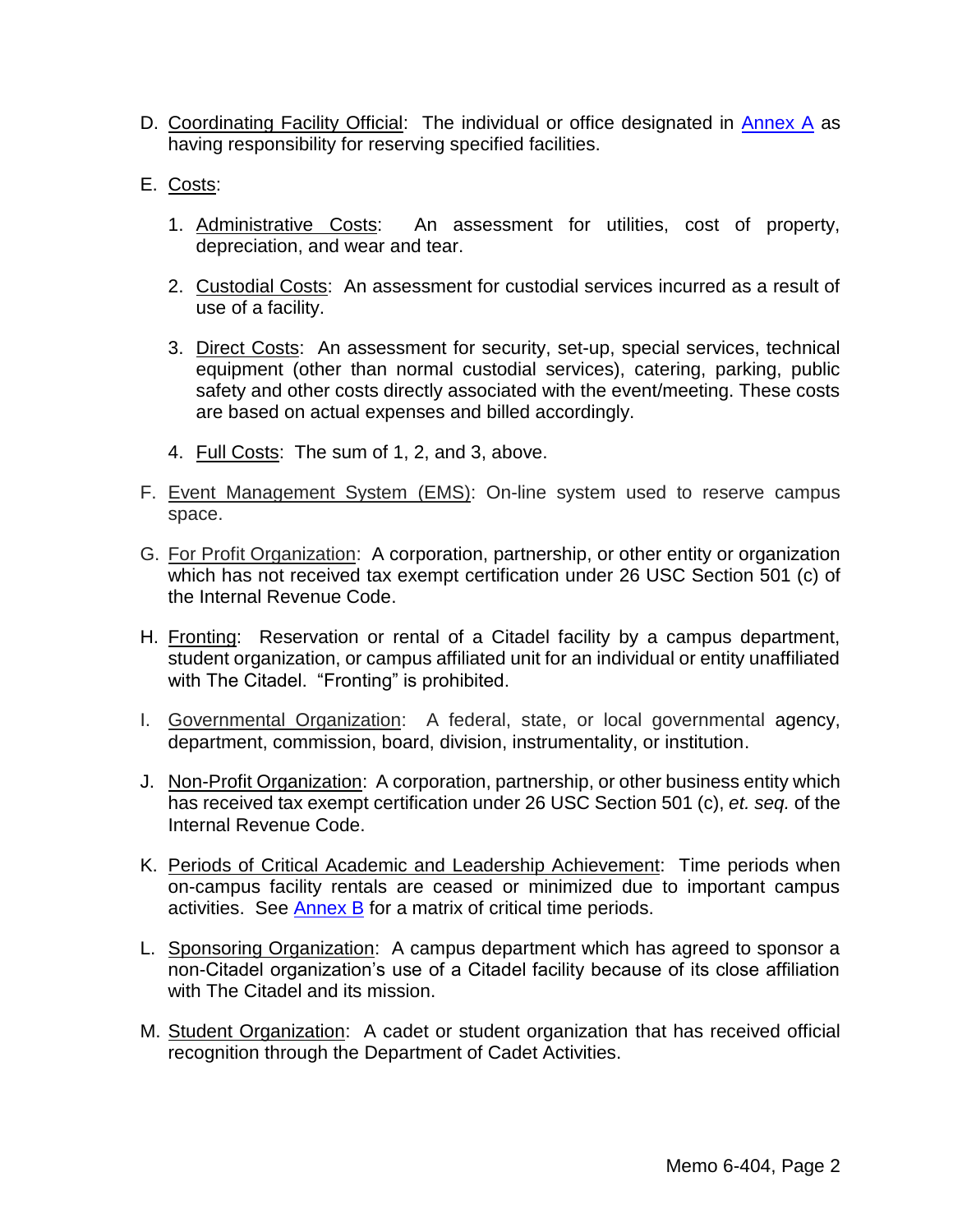D. Coordinating Facility Official: The individual or office designated in Annex A as having responsibility for reserving specified facilities.

E. Costs:

   1. Administrative Costs: An assessment for utilities, cost of property, depreciation, and wear and tear.

   2. Custodial Costs: An assessment for custodial services incurred as a result of use of a facility.

   3. Direct Costs: An assessment for security, set-up, special services, technical equipment (other than normal custodial services), catering, parking, public safety and other costs directly associated with the event/meeting. These costs are based on actual expenses and billed accordingly.

   4. Full Costs: The sum of 1, 2, and 3, above.

F. Event Management System (EMS): On-line system used to reserve campus space.

G. For Profit Organization: A corporation, partnership, or other entity or organization which has not received tax exempt certification under 26 USC Section 501 (c) of the Internal Revenue Code.

H. Fronting: Reservation or rental of a Citadel facility by a campus department, student organization, or campus affiliated unit for an individual or entity unaffiliated with The Citadel. "Fronting" is prohibited.

I. Governmental Organization: A federal, state, or local governmental agency, department, commission, board, division, instrumentality, or institution.

J. Non-Profit Organization: A corporation, partnership, or other business entity which has received tax exempt certification under 26 USC Section 501 (c), *et. seq.* of the Internal Revenue Code.

K. Periods of Critical Academic and Leadership Achievement: Time periods when on-campus facility rentals are ceased or minimized due to important campus activities. See Annex B for a matrix of critical time periods.

L. Sponsoring Organization: A campus department which has agreed to sponsor a non-Citadel organization's use of a Citadel facility because of its close affiliation with The Citadel and its mission.

M. Student Organization: A cadet or student organization that has received official recognition through the Department of Cadet Activities.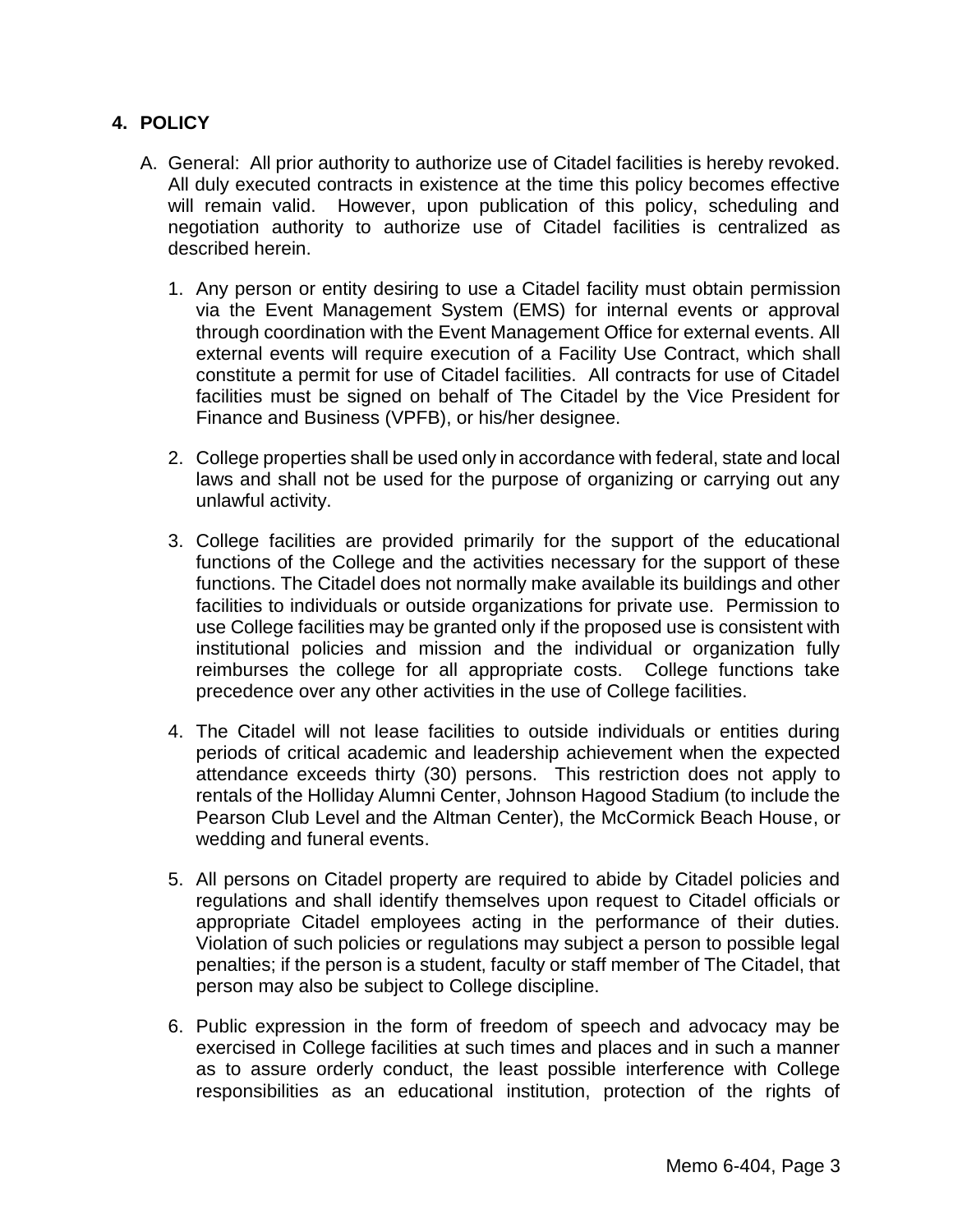## 4. POLICY

A. General: All prior authority to authorize use of Citadel facilities is hereby revoked. All duly executed contracts in existence at the time this policy becomes effective will remain valid. However, upon publication of this policy, scheduling and negotiation authority to authorize use of Citadel facilities is centralized as described herein.

   1. Any person or entity desiring to use a Citadel facility must obtain permission via the Event Management System (EMS) for internal events or approval through coordination with the Event Management Office for external events. All external events will require execution of a Facility Use Contract, which shall constitute a permit for use of Citadel facilities. All contracts for use of Citadel facilities must be signed on behalf of The Citadel by the Vice President for Finance and Business (VPFB), or his/her designee.

   2. College properties shall be used only in accordance with federal, state and local laws and shall not be used for the purpose of organizing or carrying out any unlawful activity.

   3. College facilities are provided primarily for the support of the educational functions of the College and the activities necessary for the support of these functions. The Citadel does not normally make available its buildings and other facilities to individuals or outside organizations for private use. Permission to use College facilities may be granted only if the proposed use is consistent with institutional policies and mission and the individual or organization fully reimburses the college for all appropriate costs. College functions take precedence over any other activities in the use of College facilities.

   4. The Citadel will not lease facilities to outside individuals or entities during periods of critical academic and leadership achievement when the expected attendance exceeds thirty (30) persons. This restriction does not apply to rentals of the Holliday Alumni Center, Johnson Hagood Stadium (to include the Pearson Club Level and the Altman Center), the McCormick Beach House, or wedding and funeral events.

   5. All persons on Citadel property are required to abide by Citadel policies and regulations and shall identify themselves upon request to Citadel officials or appropriate Citadel employees acting in the performance of their duties. Violation of such policies or regulations may subject a person to possible legal penalties; if the person is a student, faculty or staff member of The Citadel, that person may also be subject to College discipline.

   6. Public expression in the form of freedom of speech and advocacy may be exercised in College facilities at such times and places and in such a manner as to assure orderly conduct, the least possible interference with College responsibilities as an educational institution, protection of the rights of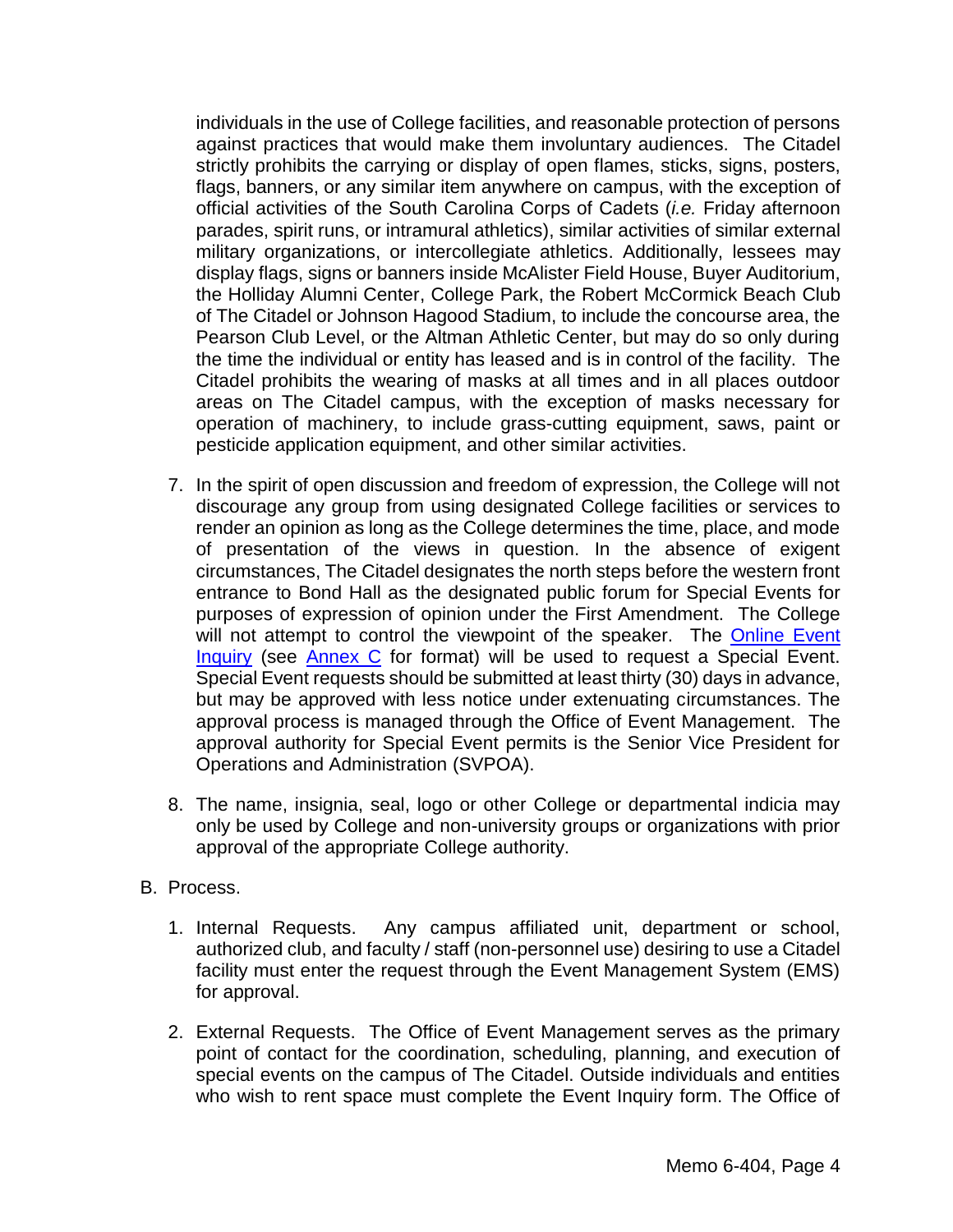individuals in the use of College facilities, and reasonable protection of persons against practices that would make them involuntary audiences. The Citadel strictly prohibits the carrying or display of open flames, sticks, signs, posters, flags, banners, or any similar item anywhere on campus, with the exception of official activities of the South Carolina Corps of Cadets (*i.e.* Friday afternoon parades, spirit runs, or intramural athletics), similar activities of similar external military organizations, or intercollegiate athletics. Additionally, lessees may display flags, signs or banners inside McAlister Field House, Buyer Auditorium, the Holliday Alumni Center, College Park, the Robert McCormick Beach Club of The Citadel or Johnson Hagood Stadium, to include the concourse area, the Pearson Club Level, or the Altman Athletic Center, but may do so only during the time the individual or entity has leased and is in control of the facility. The Citadel prohibits the wearing of masks at all times and in all places outdoor areas on The Citadel campus, with the exception of masks necessary for operation of machinery, to include grass-cutting equipment, saws, paint or pesticide application equipment, and other similar activities.

7. In the spirit of open discussion and freedom of expression, the College will not discourage any group from using designated College facilities or services to render an opinion as long as the College determines the time, place, and mode of presentation of the views in question. In the absence of exigent circumstances, The Citadel designates the north steps before the western front entrance to Bond Hall as the designated public forum for Special Events for purposes of expression of opinion under the First Amendment. The College will not attempt to control the viewpoint of the speaker. The Online Event Inquiry (see Annex C for format) will be used to request a Special Event. Special Event requests should be submitted at least thirty (30) days in advance, but may be approved with less notice under extenuating circumstances. The approval process is managed through the Office of Event Management. The approval authority for Special Event permits is the Senior Vice President for Operations and Administration (SVPOA).

8. The name, insignia, seal, logo or other College or departmental indicia may only be used by College and non-university groups or organizations with prior approval of the appropriate College authority.

B. Process.

1. Internal Requests. Any campus affiliated unit, department or school, authorized club, and faculty / staff (non-personnel use) desiring to use a Citadel facility must enter the request through the Event Management System (EMS) for approval.

2. External Requests. The Office of Event Management serves as the primary point of contact for the coordination, scheduling, planning, and execution of special events on the campus of The Citadel. Outside individuals and entities who wish to rent space must complete the Event Inquiry form. The Office of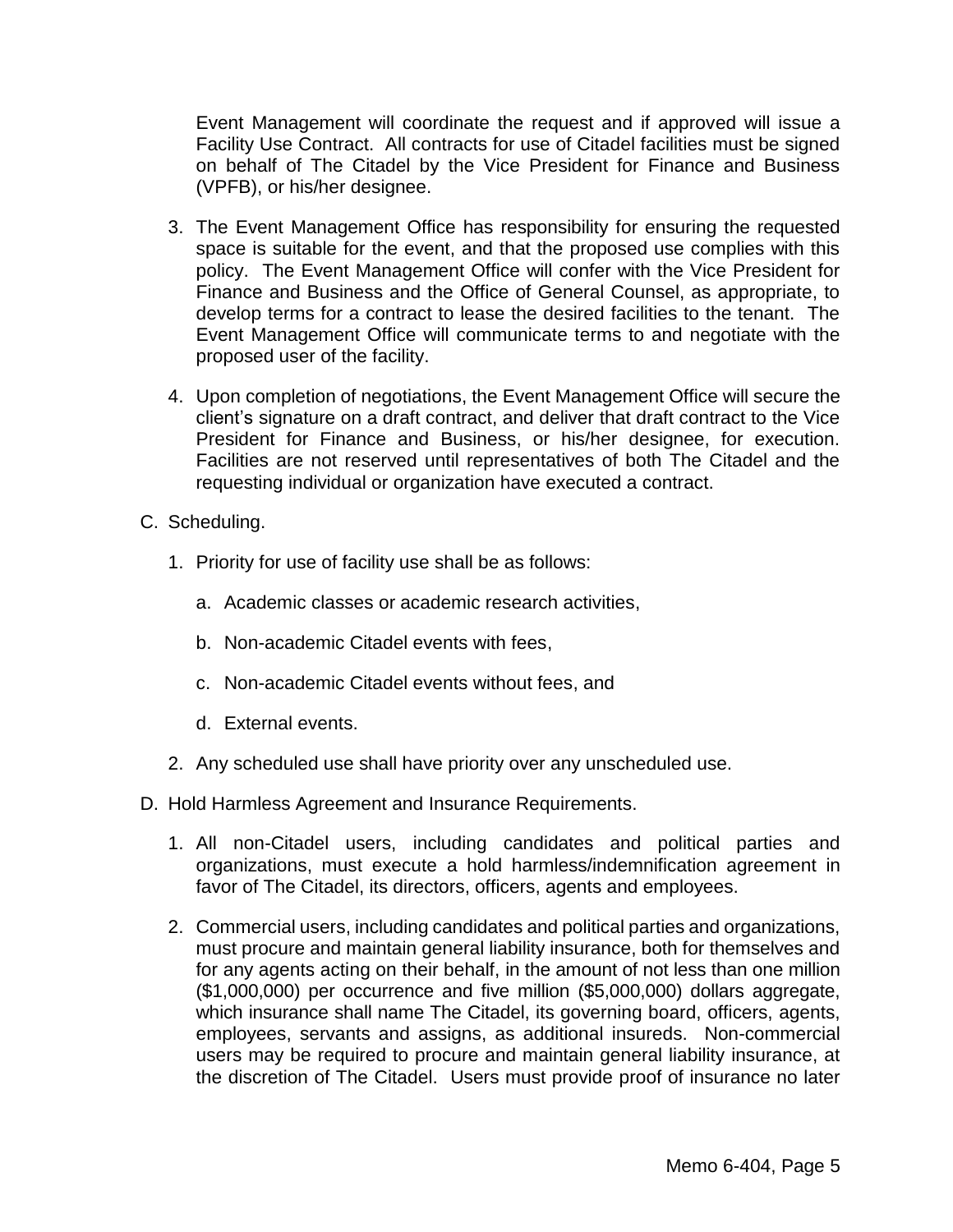Event Management will coordinate the request and if approved will issue a Facility Use Contract. All contracts for use of Citadel facilities must be signed on behalf of The Citadel by the Vice President for Finance and Business (VPFB), or his/her designee.

3. The Event Management Office has responsibility for ensuring the requested space is suitable for the event, and that the proposed use complies with this policy. The Event Management Office will confer with the Vice President for Finance and Business and the Office of General Counsel, as appropriate, to develop terms for a contract to lease the desired facilities to the tenant. The Event Management Office will communicate terms to and negotiate with the proposed user of the facility.

4. Upon completion of negotiations, the Event Management Office will secure the client's signature on a draft contract, and deliver that draft contract to the Vice President for Finance and Business, or his/her designee, for execution. Facilities are not reserved until representatives of both The Citadel and the requesting individual or organization have executed a contract.

C. Scheduling.

1. Priority for use of facility use shall be as follows:

   a. Academic classes or academic research activities,

   b. Non-academic Citadel events with fees,

   c. Non-academic Citadel events without fees, and

   d. External events.

2. Any scheduled use shall have priority over any unscheduled use.

D. Hold Harmless Agreement and Insurance Requirements.

1. All non-Citadel users, including candidates and political parties and organizations, must execute a hold harmless/indemnification agreement in favor of The Citadel, its directors, officers, agents and employees.

2. Commercial users, including candidates and political parties and organizations, must procure and maintain general liability insurance, both for themselves and for any agents acting on their behalf, in the amount of not less than one million ($1,000,000) per occurrence and five million ($5,000,000) dollars aggregate, which insurance shall name The Citadel, its governing board, officers, agents, employees, servants and assigns, as additional insureds. Non-commercial users may be required to procure and maintain general liability insurance, at the discretion of The Citadel. Users must provide proof of insurance no later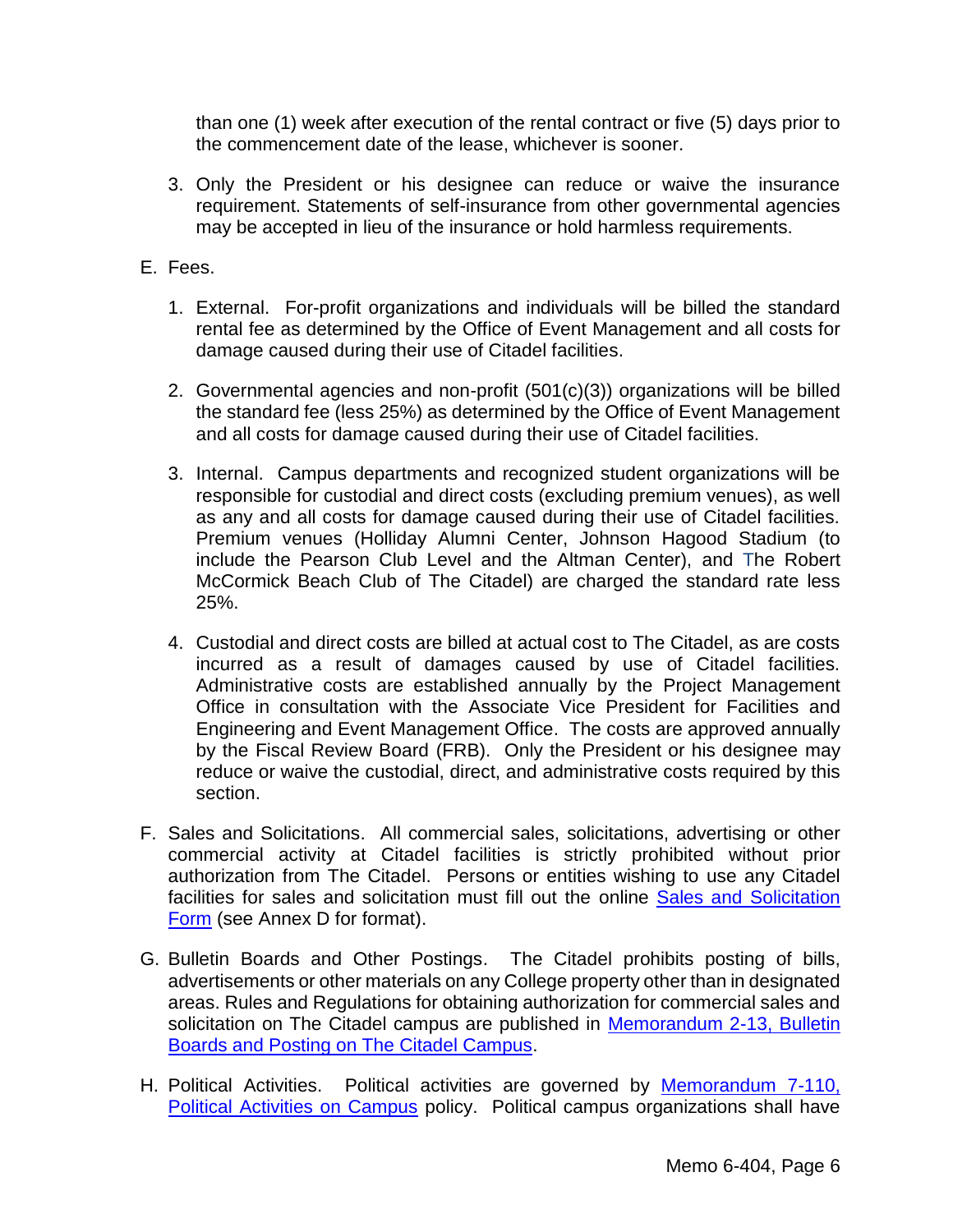than one (1) week after execution of the rental contract or five (5) days prior to the commencement date of the lease, whichever is sooner.

3. Only the President or his designee can reduce or waive the insurance requirement. Statements of self-insurance from other governmental agencies may be accepted in lieu of the insurance or hold harmless requirements.

E. Fees.

1. External. For-profit organizations and individuals will be billed the standard rental fee as determined by the Office of Event Management and all costs for damage caused during their use of Citadel facilities.

2. Governmental agencies and non-profit (501(c)(3)) organizations will be billed the standard fee (less 25%) as determined by the Office of Event Management and all costs for damage caused during their use of Citadel facilities.

3. Internal. Campus departments and recognized student organizations will be responsible for custodial and direct costs (excluding premium venues), as well as any and all costs for damage caused during their use of Citadel facilities. Premium venues (Holliday Alumni Center, Johnson Hagood Stadium (to include the Pearson Club Level and the Altman Center), and The Robert McCormick Beach Club of The Citadel) are charged the standard rate less 25%.

4. Custodial and direct costs are billed at actual cost to The Citadel, as are costs incurred as a result of damages caused by use of Citadel facilities. Administrative costs are established annually by the Project Management Office in consultation with the Associate Vice President for Facilities and Engineering and Event Management Office. The costs are approved annually by the Fiscal Review Board (FRB). Only the President or his designee may reduce or waive the custodial, direct, and administrative costs required by this section.

F. Sales and Solicitations. All commercial sales, solicitations, advertising or other commercial activity at Citadel facilities is strictly prohibited without prior authorization from The Citadel. Persons or entities wishing to use any Citadel facilities for sales and solicitation must fill out the online Sales and Solicitation Form (see Annex D for format).

G. Bulletin Boards and Other Postings. The Citadel prohibits posting of bills, advertisements or other materials on any College property other than in designated areas. Rules and Regulations for obtaining authorization for commercial sales and solicitation on The Citadel campus are published in Memorandum 2-13, Bulletin Boards and Posting on The Citadel Campus.

H. Political Activities. Political activities are governed by Memorandum 7-110, Political Activities on Campus policy. Political campus organizations shall have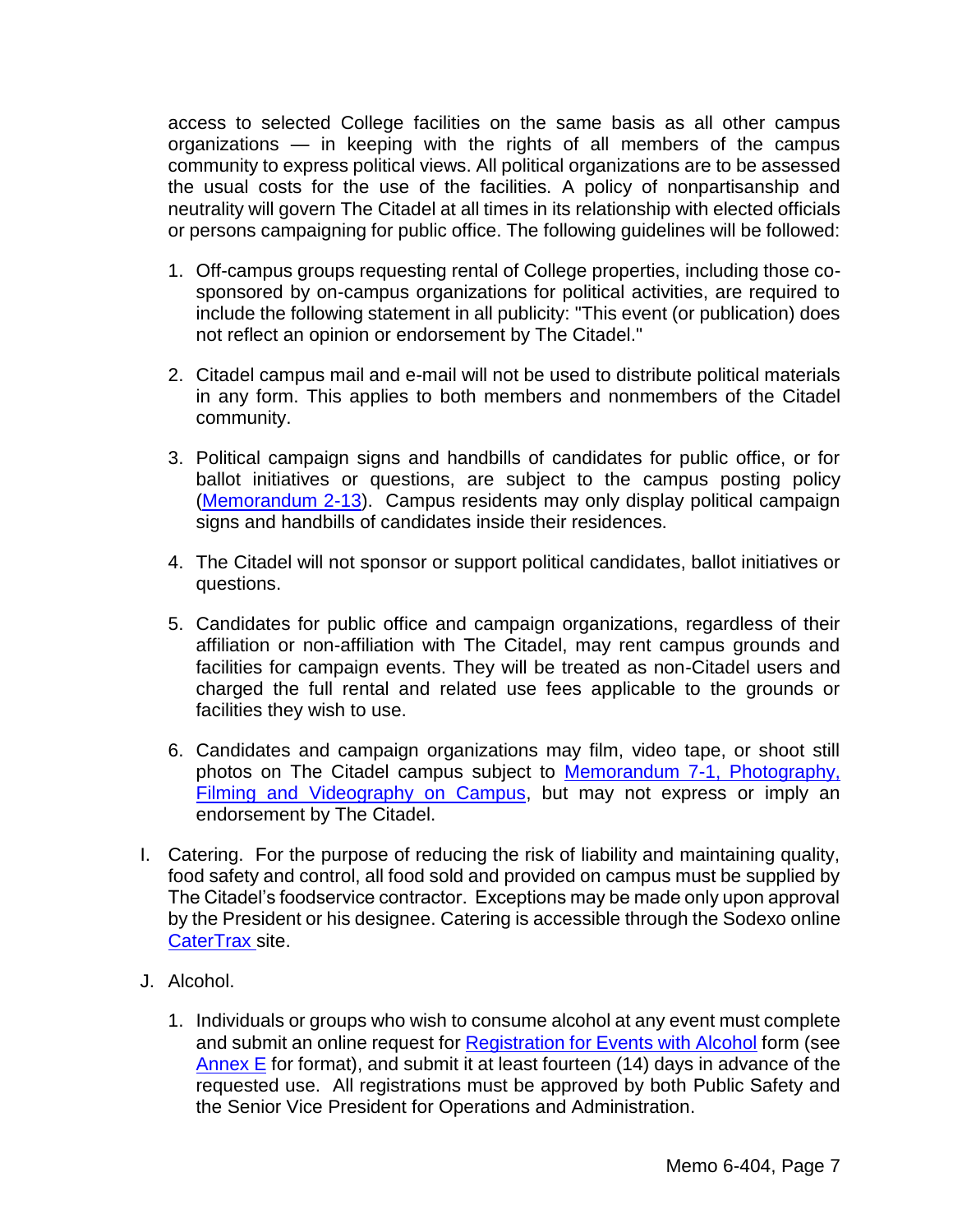access to selected College facilities on the same basis as all other campus organizations — in keeping with the rights of all members of the campus community to express political views. All political organizations are to be assessed the usual costs for the use of the facilities. A policy of nonpartisanship and neutrality will govern The Citadel at all times in its relationship with elected officials or persons campaigning for public office. The following guidelines will be followed:

1. Off-campus groups requesting rental of College properties, including those co-sponsored by on-campus organizations for political activities, are required to include the following statement in all publicity: "This event (or publication) does not reflect an opinion or endorsement by The Citadel."

2. Citadel campus mail and e-mail will not be used to distribute political materials in any form. This applies to both members and nonmembers of the Citadel community.

3. Political campaign signs and handbills of candidates for public office, or for ballot initiatives or questions, are subject to the campus posting policy (Memorandum 2-13). Campus residents may only display political campaign signs and handbills of candidates inside their residences.

4. The Citadel will not sponsor or support political candidates, ballot initiatives or questions.

5. Candidates for public office and campaign organizations, regardless of their affiliation or non-affiliation with The Citadel, may rent campus grounds and facilities for campaign events. They will be treated as non-Citadel users and charged the full rental and related use fees applicable to the grounds or facilities they wish to use.

6. Candidates and campaign organizations may film, video tape, or shoot still photos on The Citadel campus subject to Memorandum 7-1, Photography, Filming and Videography on Campus, but may not express or imply an endorsement by The Citadel.

I. Catering. For the purpose of reducing the risk of liability and maintaining quality, food safety and control, all food sold and provided on campus must be supplied by The Citadel's foodservice contractor. Exceptions may be made only upon approval by the President or his designee. Catering is accessible through the Sodexo online CaterTrax site.

J. Alcohol.

1. Individuals or groups who wish to consume alcohol at any event must complete and submit an online request for Registration for Events with Alcohol form (see Annex E for format), and submit it at least fourteen (14) days in advance of the requested use. All registrations must be approved by both Public Safety and the Senior Vice President for Operations and Administration.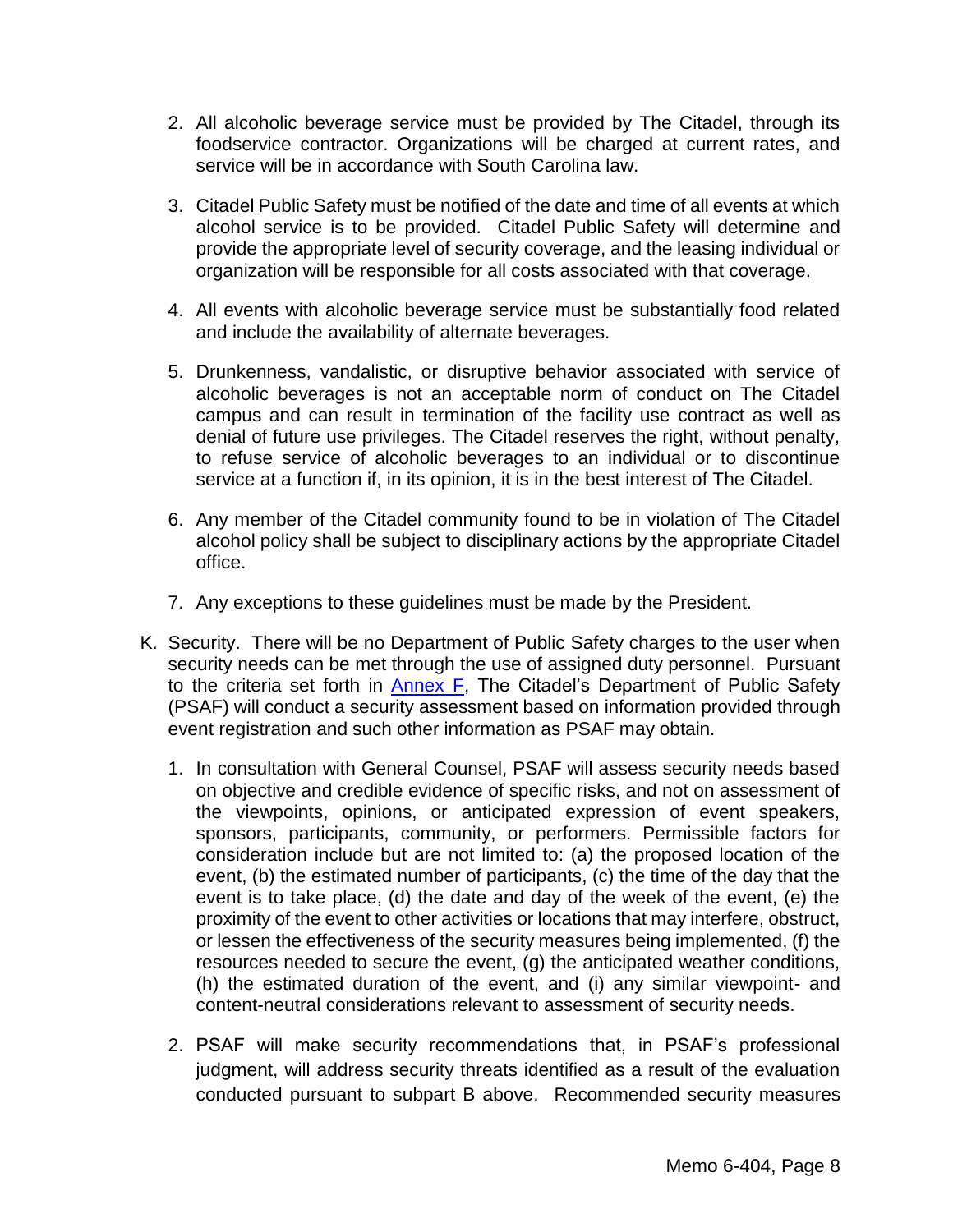2. All alcoholic beverage service must be provided by The Citadel, through its foodservice contractor. Organizations will be charged at current rates, and service will be in accordance with South Carolina law.

3. Citadel Public Safety must be notified of the date and time of all events at which alcohol service is to be provided. Citadel Public Safety will determine and provide the appropriate level of security coverage, and the leasing individual or organization will be responsible for all costs associated with that coverage.

4. All events with alcoholic beverage service must be substantially food related and include the availability of alternate beverages.

5. Drunkenness, vandalistic, or disruptive behavior associated with service of alcoholic beverages is not an acceptable norm of conduct on The Citadel campus and can result in termination of the facility use contract as well as denial of future use privileges. The Citadel reserves the right, without penalty, to refuse service of alcoholic beverages to an individual or to discontinue service at a function if, in its opinion, it is in the best interest of The Citadel.

6. Any member of the Citadel community found to be in violation of The Citadel alcohol policy shall be subject to disciplinary actions by the appropriate Citadel office.

7. Any exceptions to these guidelines must be made by the President.

K. Security. There will be no Department of Public Safety charges to the user when security needs can be met through the use of assigned duty personnel. Pursuant to the criteria set forth in Annex F, The Citadel's Department of Public Safety (PSAF) will conduct a security assessment based on information provided through event registration and such other information as PSAF may obtain.

   1. In consultation with General Counsel, PSAF will assess security needs based on objective and credible evidence of specific risks, and not on assessment of the viewpoints, opinions, or anticipated expression of event speakers, sponsors, participants, community, or performers. Permissible factors for consideration include but are not limited to: (a) the proposed location of the event, (b) the estimated number of participants, (c) the time of the day that the event is to take place, (d) the date and day of the week of the event, (e) the proximity of the event to other activities or locations that may interfere, obstruct, or lessen the effectiveness of the security measures being implemented, (f) the resources needed to secure the event, (g) the anticipated weather conditions, (h) the estimated duration of the event, and (i) any similar viewpoint- and content-neutral considerations relevant to assessment of security needs.

   2. PSAF will make security recommendations that, in PSAF's professional judgment, will address security threats identified as a result of the evaluation conducted pursuant to subpart B above. Recommended security measures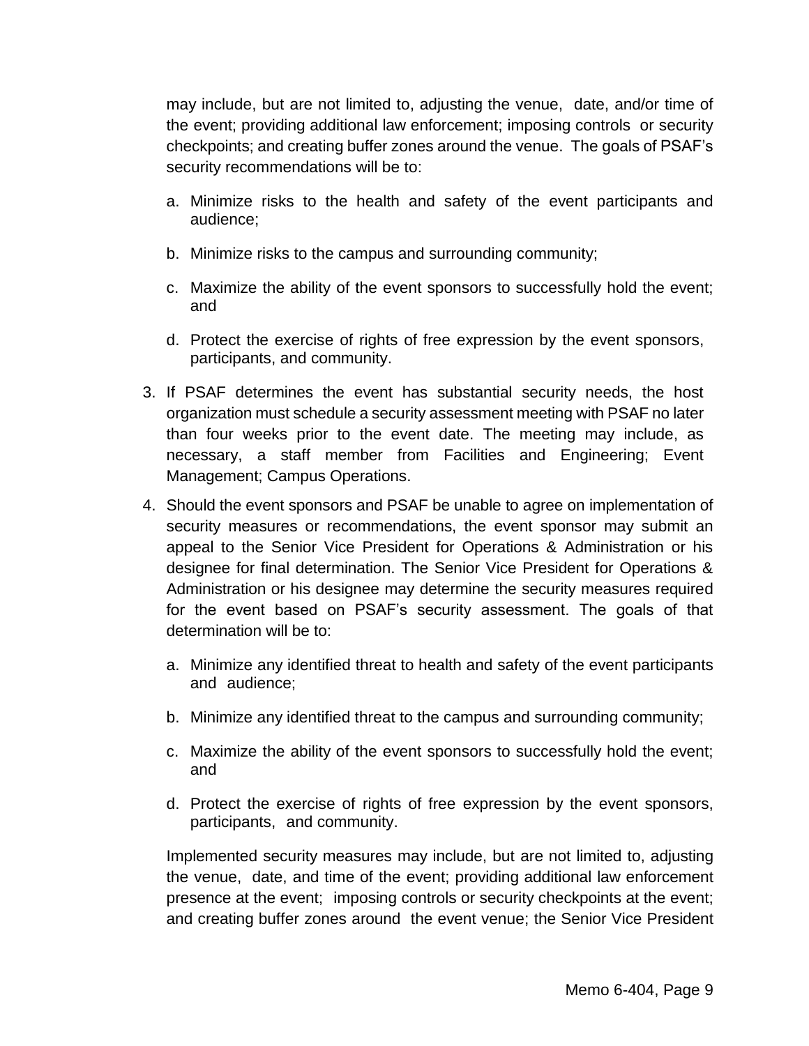may include, but are not limited to, adjusting the venue, date, and/or time of the event; providing additional law enforcement; imposing controls or security checkpoints; and creating buffer zones around the venue. The goals of PSAF's security recommendations will be to:

a. Minimize risks to the health and safety of the event participants and audience;

b. Minimize risks to the campus and surrounding community;

c. Maximize the ability of the event sponsors to successfully hold the event; and

d. Protect the exercise of rights of free expression by the event sponsors, participants, and community.

3. If PSAF determines the event has substantial security needs, the host organization must schedule a security assessment meeting with PSAF no later than four weeks prior to the event date. The meeting may include, as necessary, a staff member from Facilities and Engineering; Event Management; Campus Operations.

4. Should the event sponsors and PSAF be unable to agree on implementation of security measures or recommendations, the event sponsor may submit an appeal to the Senior Vice President for Operations & Administration or his designee for final determination. The Senior Vice President for Operations & Administration or his designee may determine the security measures required for the event based on PSAF's security assessment. The goals of that determination will be to:

   a. Minimize any identified threat to health and safety of the event participants and audience;

   b. Minimize any identified threat to the campus and surrounding community;

   c. Maximize the ability of the event sponsors to successfully hold the event; and

   d. Protect the exercise of rights of free expression by the event sponsors, participants, and community.

   Implemented security measures may include, but are not limited to, adjusting the venue, date, and time of the event; providing additional law enforcement presence at the event; imposing controls or security checkpoints at the event; and creating buffer zones around the event venue; the Senior Vice President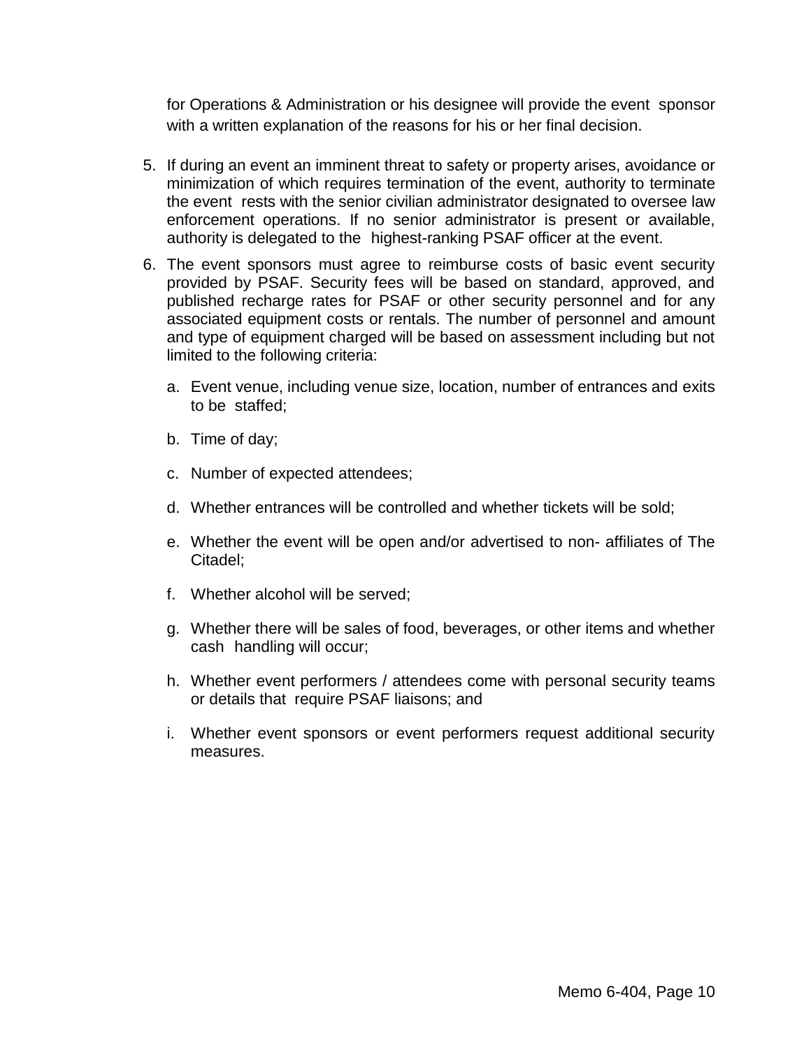for Operations & Administration or his designee will provide the event sponsor with a written explanation of the reasons for his or her final decision.

5. If during an event an imminent threat to safety or property arises, avoidance or minimization of which requires termination of the event, authority to terminate the event rests with the senior civilian administrator designated to oversee law enforcement operations. If no senior administrator is present or available, authority is delegated to the highest-ranking PSAF officer at the event.
6. The event sponsors must agree to reimburse costs of basic event security provided by PSAF. Security fees will be based on standard, approved, and published recharge rates for PSAF or other security personnel and for any associated equipment costs or rentals. The number of personnel and amount and type of equipment charged will be based on assessment including but not limited to the following criteria:
   a. Event venue, including venue size, location, number of entrances and exits to be staffed;
   b. Time of day;
   c. Number of expected attendees;
   d. Whether entrances will be controlled and whether tickets will be sold;
   e. Whether the event will be open and/or advertised to non- affiliates of The Citadel;
   f. Whether alcohol will be served;
   g. Whether there will be sales of food, beverages, or other items and whether cash handling will occur;
   h. Whether event performers / attendees come with personal security teams or details that require PSAF liaisons; and
   i. Whether event sponsors or event performers request additional security measures.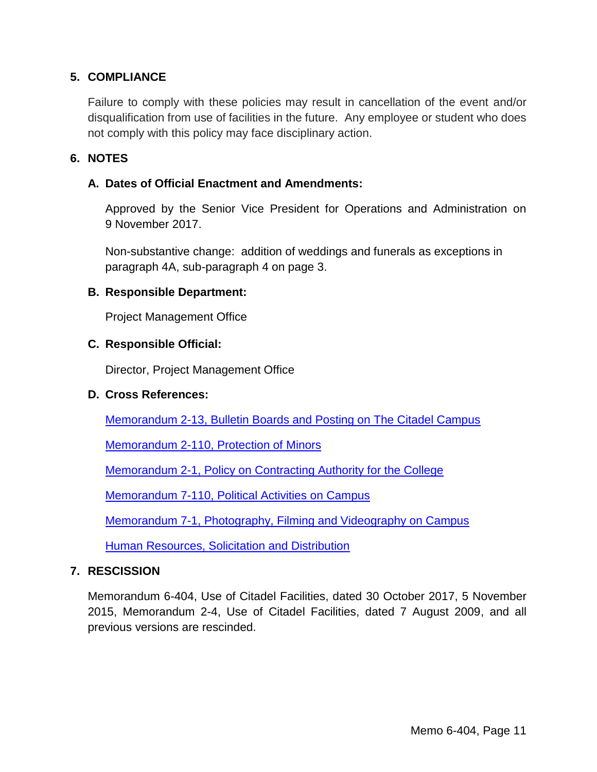## 5. COMPLIANCE

Failure to comply with these policies may result in cancellation of the event and/or disqualification from use of facilities in the future. Any employee or student who does not comply with this policy may face disciplinary action.

## 6. NOTES

### A. Dates of Official Enactment and Amendments:

Approved by the Senior Vice President for Operations and Administration on 9 November 2017.

Non-substantive change: addition of weddings and funerals as exceptions in paragraph 4A, sub-paragraph 4 on page 3.

### B. Responsible Department:

Project Management Office

### C. Responsible Official:

Director, Project Management Office

### D. Cross References:

Memorandum 2-13, Bulletin Boards and Posting on The Citadel Campus

Memorandum 2-110, Protection of Minors

Memorandum 2-1, Policy on Contracting Authority for the College

Memorandum 7-110, Political Activities on Campus

Memorandum 7-1, Photography, Filming and Videography on Campus

Human Resources, Solicitation and Distribution

## 7. RESCISSION

Memorandum 6-404, Use of Citadel Facilities, dated 30 October 2017, 5 November 2015, Memorandum 2-4, Use of Citadel Facilities, dated 7 August 2009, and all previous versions are rescinded.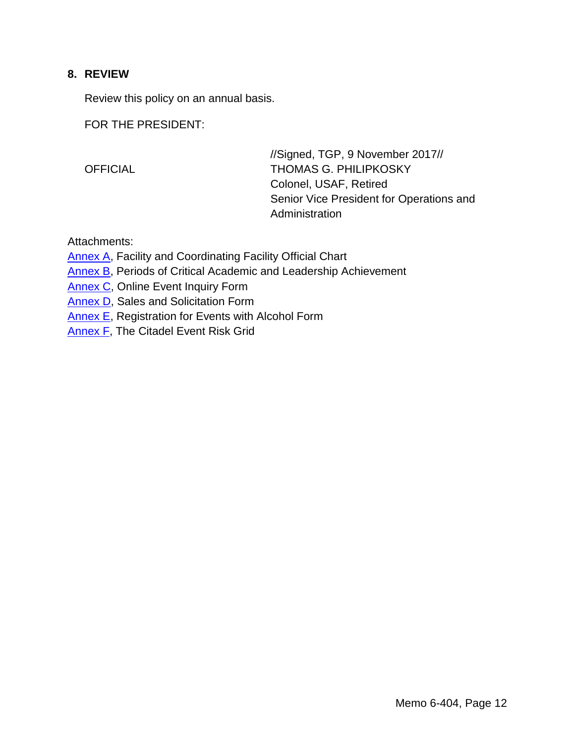## 8. REVIEW

Review this policy on an annual basis.

FOR THE PRESIDENT:

//Signed, TGP, 9 November 2017//

OFFICIAL

THOMAS G. PHILIPKOSKY
Colonel, USAF, Retired
Senior Vice President for Operations and Administration

Attachments:
Annex A, Facility and Coordinating Facility Official Chart
Annex B, Periods of Critical Academic and Leadership Achievement
Annex C, Online Event Inquiry Form
Annex D, Sales and Solicitation Form
Annex E, Registration for Events with Alcohol Form
Annex F, The Citadel Event Risk Grid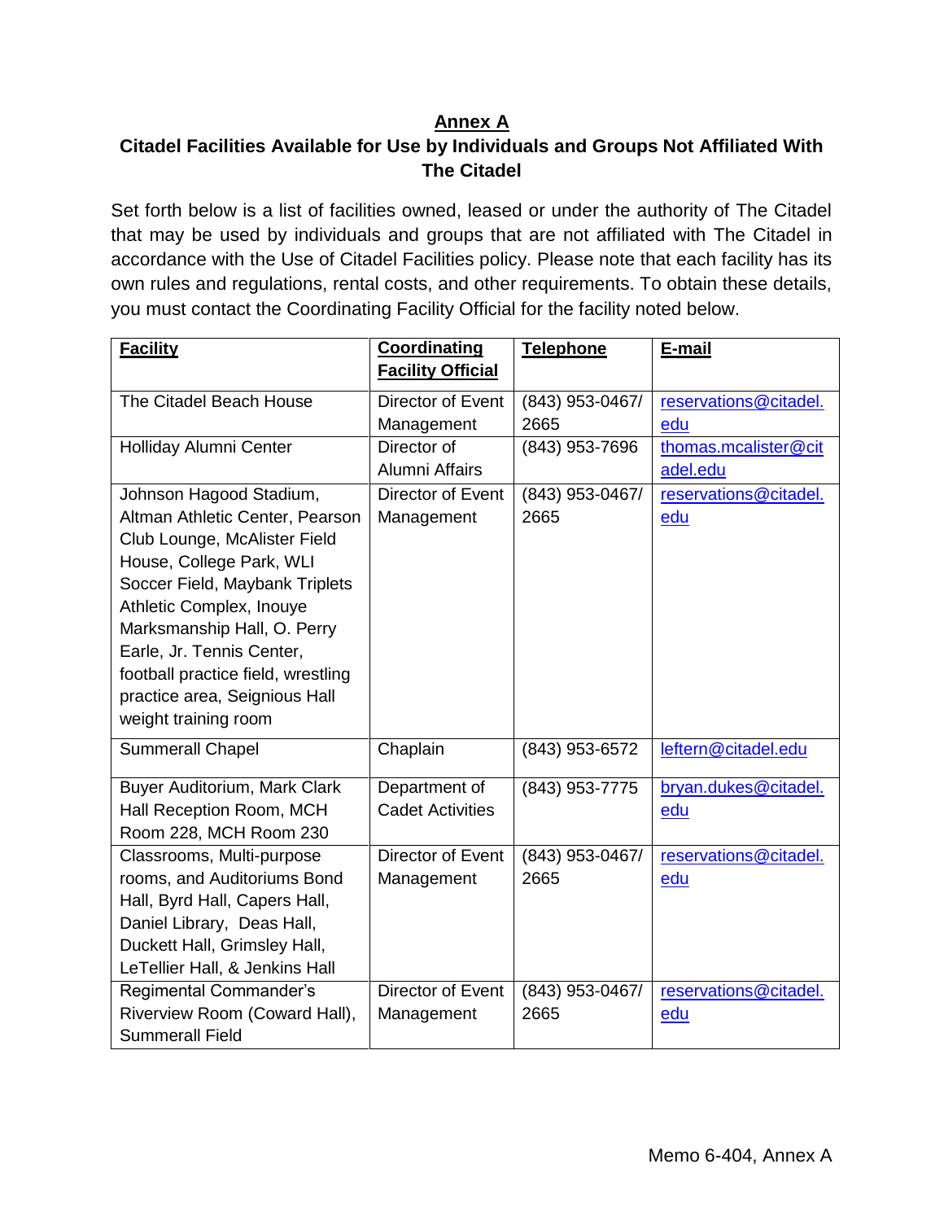# Annex A

## Citadel Facilities Available for Use by Individuals and Groups Not Affiliated With The Citadel

Set forth below is a list of facilities owned, leased or under the authority of The Citadel that may be used by individuals and groups that are not affiliated with The Citadel in accordance with the Use of Citadel Facilities policy. Please note that each facility has its own rules and regulations, rental costs, and other requirements. To obtain these details, you must contact the Coordinating Facility Official for the facility noted below.

| **Facility** | **Coordinating Facility Official** | **Telephone** | **E-mail** |
|---|---|---|---|
| The Citadel Beach House | Director of Event Management | (843) 953-0467/ 2665 | reservations@citadel.edu |
| Holliday Alumni Center | Director of Alumni Affairs | (843) 953-7696 | thomas.mcalister@citadel.edu |
| Johnson Hagood Stadium, Altman Athletic Center, Pearson Club Lounge, McAlister Field House, College Park, WLI Soccer Field, Maybank Triplets Athletic Complex, Inouye Marksmanship Hall, O. Perry Earle, Jr. Tennis Center, football practice field, wrestling practice area, Seignious Hall weight training room | Director of Event Management | (843) 953-0467/ 2665 | reservations@citadel.edu |
| Summerall Chapel | Chaplain | (843) 953-6572 | leftern@citadel.edu |
| Buyer Auditorium, Mark Clark Hall Reception Room, MCH Room 228, MCH Room 230 | Department of Cadet Activities | (843) 953-7775 | bryan.dukes@citadel.edu |
| Classrooms, Multi-purpose rooms, and Auditoriums Bond Hall, Byrd Hall, Capers Hall, Daniel Library, Deas Hall, Duckett Hall, Grimsley Hall, LeTellier Hall, & Jenkins Hall | Director of Event Management | (843) 953-0467/ 2665 | reservations@citadel.edu |
| Regimental Commander's Riverview Room (Coward Hall), Summerall Field | Director of Event Management | (843) 953-0467/ 2665 | reservations@citadel.edu |

Memo 6-404, Annex A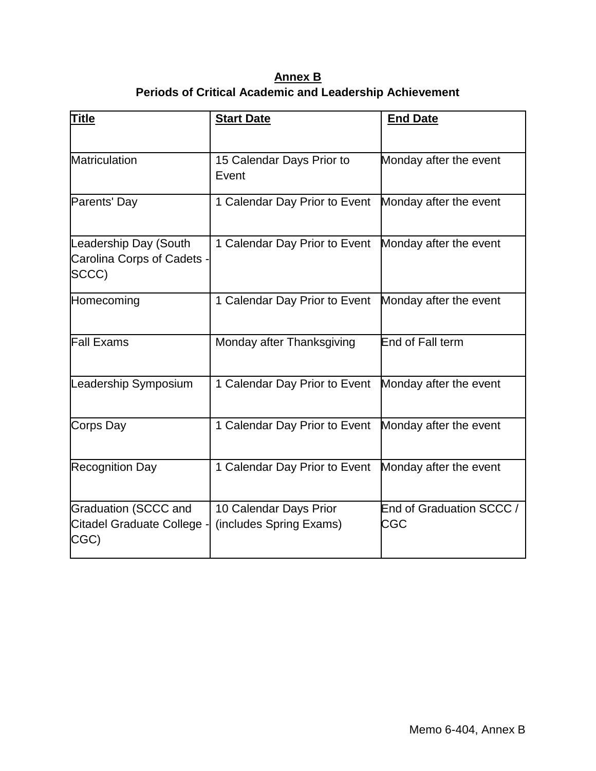## Annex B
## Periods of Critical Academic and Leadership Achievement

| Title | Start Date | End Date |
|---|---|---|
| Matriculation | 15 Calendar Days Prior to Event | Monday after the event |
| Parents' Day | 1 Calendar Day Prior to Event | Monday after the event |
| Leadership Day (South Carolina Corps of Cadets - SCCC) | 1 Calendar Day Prior to Event | Monday after the event |
| Homecoming | 1 Calendar Day Prior to Event | Monday after the event |
| Fall Exams | Monday after Thanksgiving | End of Fall term |
| Leadership Symposium | 1 Calendar Day Prior to Event | Monday after the event |
| Corps Day | 1 Calendar Day Prior to Event | Monday after the event |
| Recognition Day | 1 Calendar Day Prior to Event | Monday after the event |
| Graduation (SCCC and Citadel Graduate College - CGC) | 10 Calendar Days Prior (includes Spring Exams) | End of Graduation SCCC / CGC |

Memo 6-404, Annex B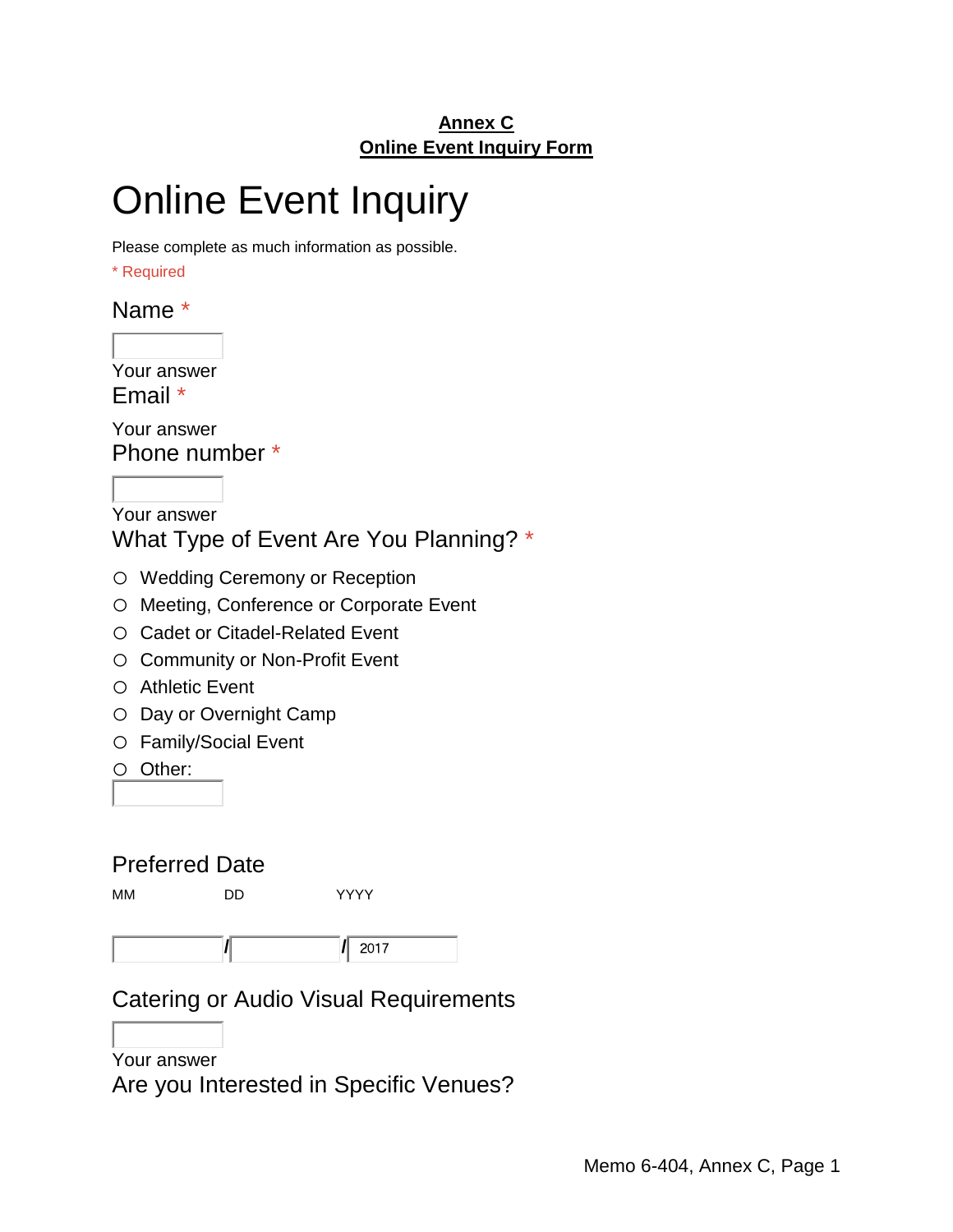**Annex C**
**Online Event Inquiry Form**

# Online Event Inquiry

Please complete as much information as possible.

* Required

Name *

Your answer

Email *

Your answer

Phone number *

Your answer

What Type of Event Are You Planning? *

- ○ Wedding Ceremony or Reception
- ○ Meeting, Conference or Corporate Event
- ○ Cadet or Citadel-Related Event
- ○ Community or Non-Profit Event
- ○ Athletic Event
- ○ Day or Overnight Camp
- ○ Family/Social Event
- ○ Other:

Preferred Date

MM DD YYYY

/ / 2017

Catering or Audio Visual Requirements

Your answer

Are you Interested in Specific Venues?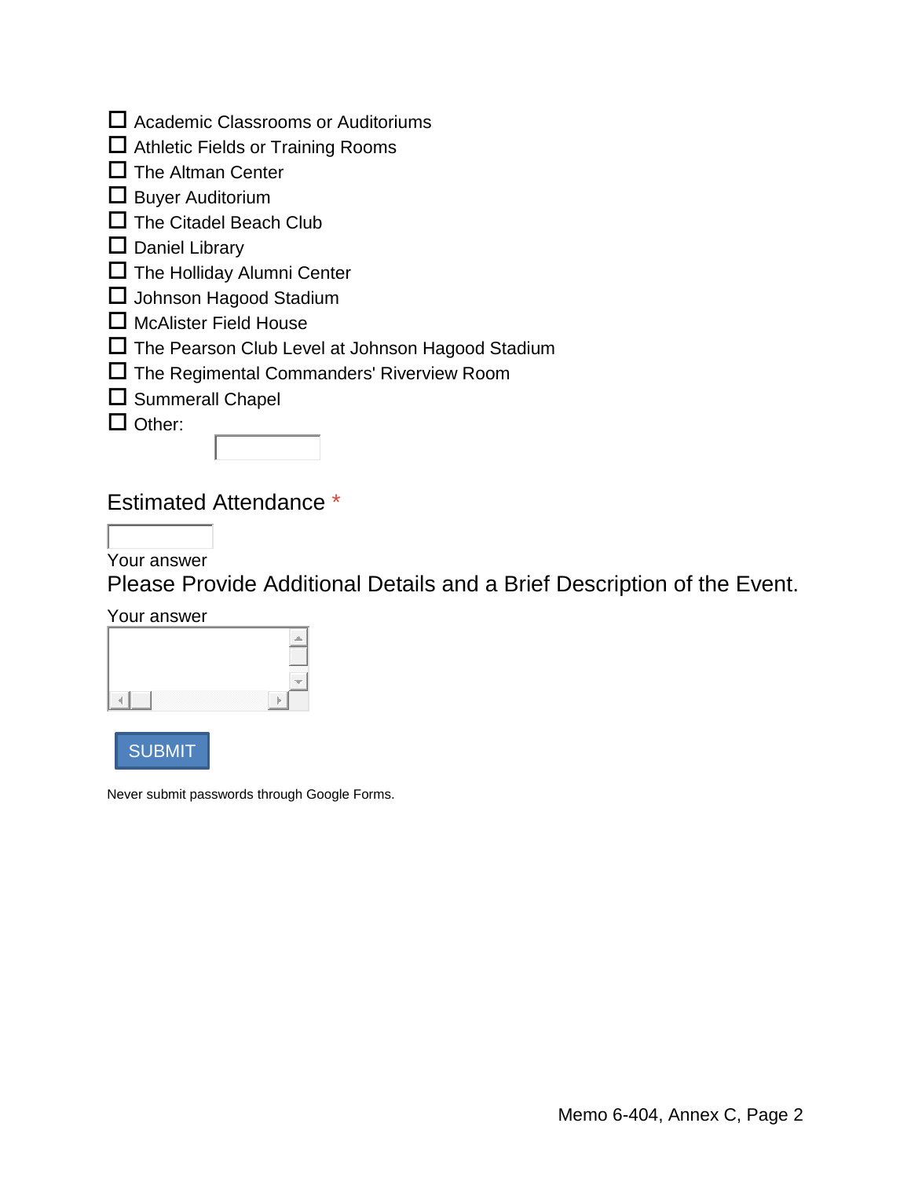- ☐ Academic Classrooms or Auditoriums
- ☐ Athletic Fields or Training Rooms
- ☐ The Altman Center
- ☐ Buyer Auditorium
- ☐ The Citadel Beach Club
- ☐ Daniel Library
- ☐ The Holliday Alumni Center
- ☐ Johnson Hagood Stadium
- ☐ McAlister Field House
- ☐ The Pearson Club Level at Johnson Hagood Stadium
- ☐ The Regimental Commanders' Riverview Room
- ☐ Summerall Chapel
- ☐ Other: \_\_\_\_\_\_\_\_

## Estimated Attendance *

\_\_\_\_\_\_\_\_

Your answer

## Please Provide Additional Details and a Brief Description of the Event.

Your answer

\_\_\_\_\_\_\_\_

SUBMIT

Never submit passwords through Google Forms.

Memo 6-404, Annex C, Page 2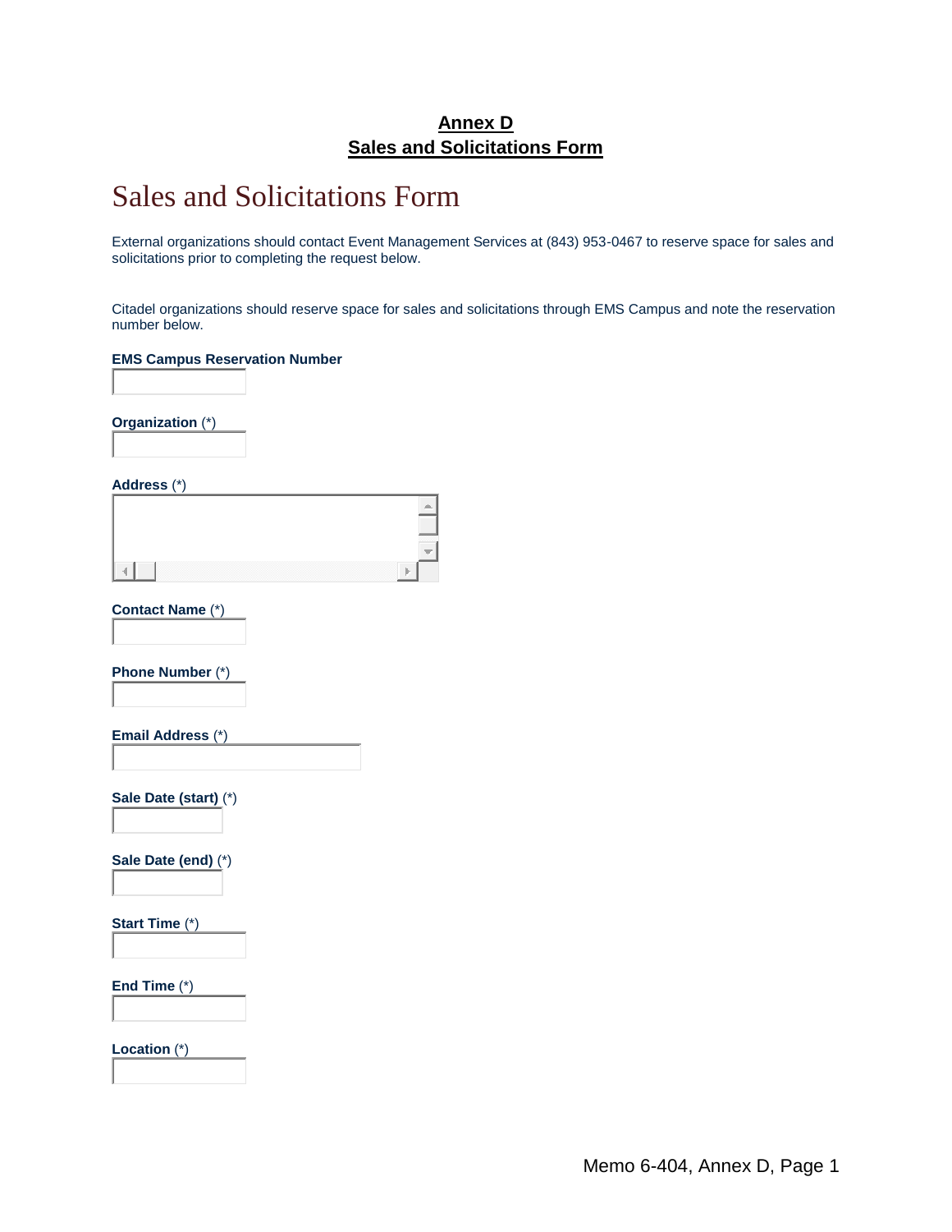**Annex D**
**Sales and Solicitations Form**

# Sales and Solicitations Form

External organizations should contact Event Management Services at (843) 953-0467 to reserve space for sales and solicitations prior to completing the request below.

Citadel organizations should reserve space for sales and solicitations through EMS Campus and note the reservation number below.

**EMS Campus Reservation Number**

**Organization** (*)

**Address** (*)

**Contact Name** (*)

**Phone Number** (*)

**Email Address** (*)

**Sale Date (start)** (*)

**Sale Date (end)** (*)

**Start Time** (*)

**End Time** (*)

**Location** (*)

Memo 6-404, Annex D, Page 1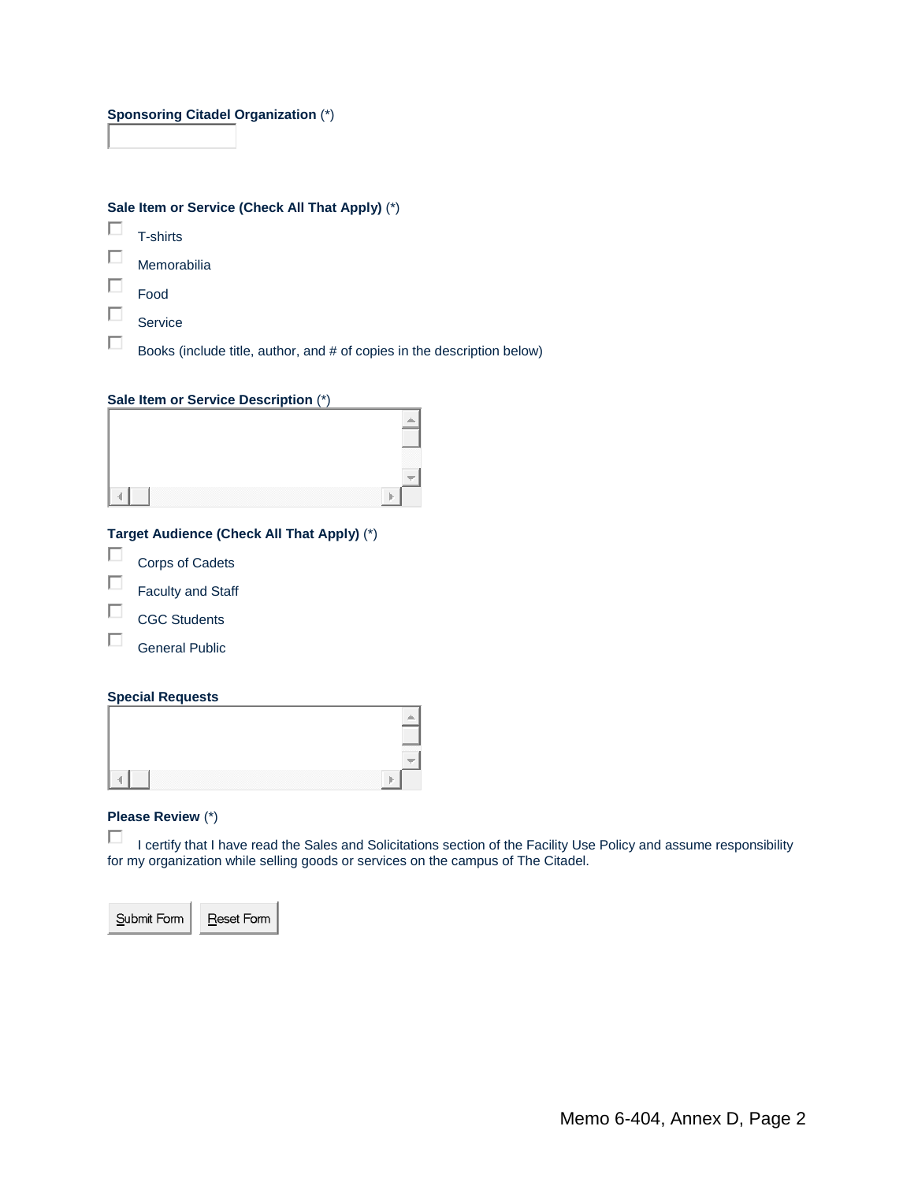**Sponsoring Citadel Organization** (*)

\_\_\_\_\_\_\_\_\_\_\_\_\_\_\_\_

**Sale Item or Service (Check All That Apply)** (*)

- ☐ T-shirts
- ☐ Memorabilia
- ☐ Food
- ☐ Service
- ☐ Books (include title, author, and # of copies in the description below)

**Sale Item or Service Description** (*)

\_\_\_\_\_\_\_\_\_\_\_\_\_\_\_\_

**Target Audience (Check All That Apply)** (*)

- ☐ Corps of Cadets
- ☐ Faculty and Staff
- ☐ CGC Students
- ☐ General Public

**Special Requests**

\_\_\_\_\_\_\_\_\_\_\_\_\_\_\_\_

**Please Review** (*)

☐ I certify that I have read the Sales and Solicitations section of the Facility Use Policy and assume responsibility for my organization while selling goods or services on the campus of The Citadel.

[Submit Form] [Reset Form]

Memo 6-404, Annex D, Page 2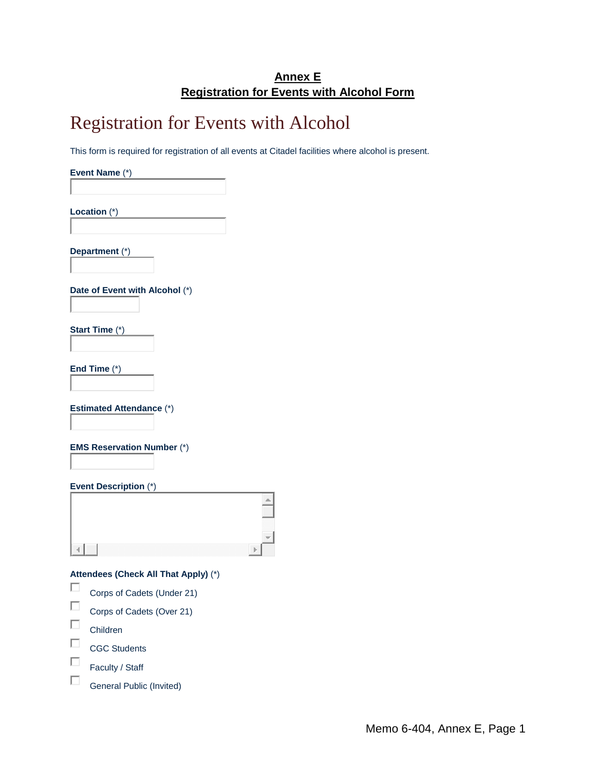**Annex E**
**Registration for Events with Alcohol Form**

# Registration for Events with Alcohol

This form is required for registration of all events at Citadel facilities where alcohol is present.

**Event Name** (*)

**Location** (*)

**Department** (*)

**Date of Event with Alcohol** (*)

**Start Time** (*)

**End Time** (*)

**Estimated Attendance** (*)

**EMS Reservation Number** (*)

**Event Description** (*)

**Attendees (Check All That Apply)** (*)

- [ ] Corps of Cadets (Under 21)
- [ ] Corps of Cadets (Over 21)
- [ ] Children
- [ ] CGC Students
- [ ] Faculty / Staff
- [ ] General Public (Invited)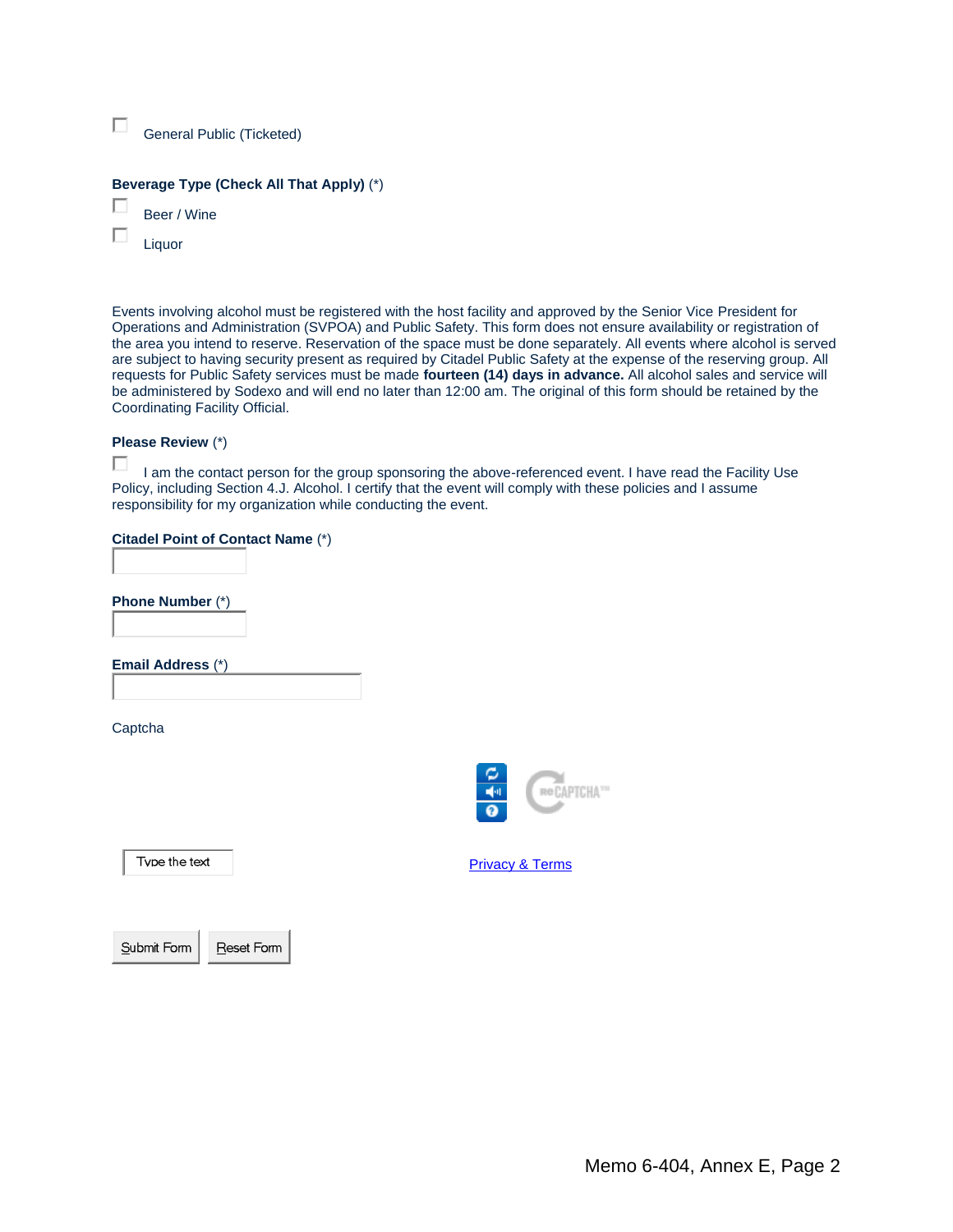- [ ] General Public (Ticketed)

**Beverage Type (Check All That Apply)** (*)

- [ ] Beer / Wine
- [ ] Liquor

Events involving alcohol must be registered with the host facility and approved by the Senior Vice President for Operations and Administration (SVPOA) and Public Safety. This form does not ensure availability or registration of the area you intend to reserve. Reservation of the space must be done separately. All events where alcohol is served are subject to having security present as required by Citadel Public Safety at the expense of the reserving group. All requests for Public Safety services must be made **fourteen (14) days in advance.** All alcohol sales and service will be administered by Sodexo and will end no later than 12:00 am. The original of this form should be retained by the Coordinating Facility Official.

**Please Review** (*)

- [ ] I am the contact person for the group sponsoring the above-referenced event. I have read the Facility Use Policy, including Section 4.J. Alcohol. I certify that the event will comply with these policies and I assume responsibility for my organization while conducting the event.

**Citadel Point of Contact Name** (*)

**Phone Number** (*)

**Email Address** (*)

Captcha

Type the text

Privacy & Terms

Submit Form | Reset Form

Memo 6-404, Annex E, Page 2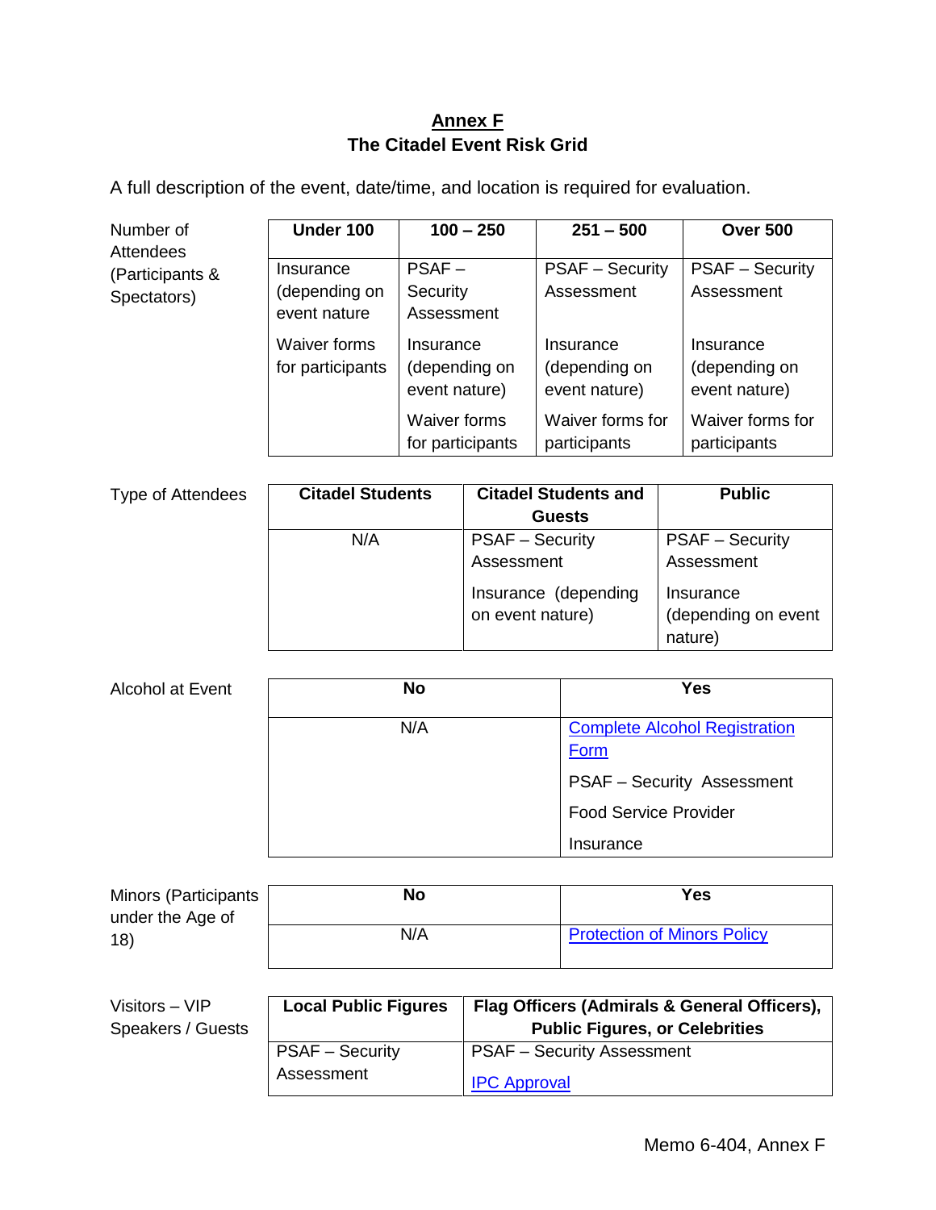**Annex F**

**The Citadel Event Risk Grid**

A full description of the event, date/time, and location is required for evaluation.

| Number of Attendees (Participants & Spectators) | Under 100 | 100 – 250 | 251 – 500 | Over 500 |
|---|---|---|---|---|
| | Insurance (depending on event nature<br><br>Waiver forms for participants | PSAF – Security Assessment<br><br>Insurance (depending on event nature)<br><br>Waiver forms for participants | PSAF – Security Assessment<br><br>Insurance (depending on event nature)<br><br>Waiver forms for participants | PSAF – Security Assessment<br><br>Insurance (depending on event nature)<br><br>Waiver forms for participants |

| Type of Attendees | Citadel Students | Citadel Students and Guests | Public |
|---|---|---|---|
| | N/A | PSAF – Security Assessment<br><br>Insurance (depending on event nature) | PSAF – Security Assessment<br><br>Insurance (depending on event nature) |

| Alcohol at Event | No | Yes |
|---|---|---|
| | N/A | Complete Alcohol Registration Form<br><br>PSAF – Security Assessment<br><br>Food Service Provider<br><br>Insurance |

| Minors (Participants under the Age of 18) | No | Yes |
|---|---|---|
| | N/A | Protection of Minors Policy |

| Visitors – VIP Speakers / Guests | Local Public Figures | Flag Officers (Admirals & General Officers), Public Figures, or Celebrities |
|---|---|---|
| | PSAF – Security Assessment | PSAF – Security Assessment<br><br>IPC Approval |

Memo 6-404, Annex F